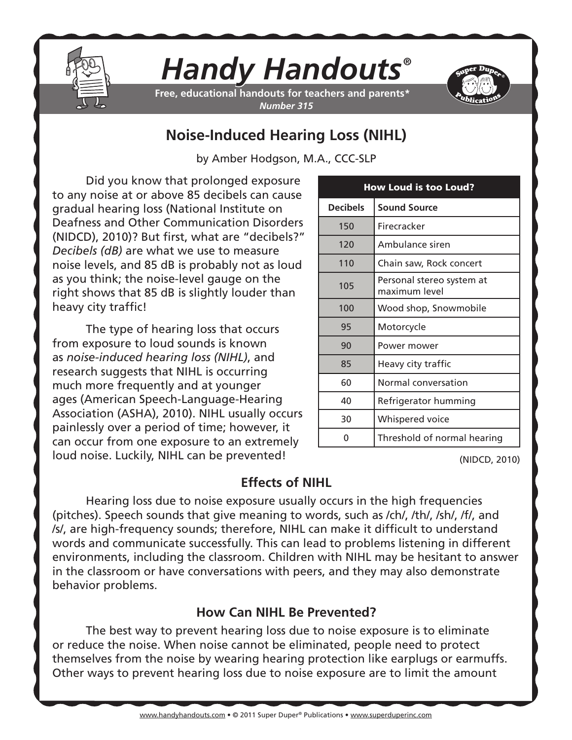# Handy Handouts®

**Free, educational handouts for teachers and parents***

*Number 315*

## Noise-Induced Hearing Loss (NIHL)

by Amber Hodgson, M.A., CCC-SLP

Did you know that prolonged exposure to any noise at or above 85 decibels can cause gradual hearing loss (National Institute on Deafness and Other Communication Disorders (NIDCD), 2010)? But first, what are "decibels?" *Decibels (dB)* are what we use to measure noise levels, and 85 dB is probably not as loud as you think; the noise-level gauge on the right shows that 85 dB is slightly louder than heavy city traffic!

The type of hearing loss that occurs from exposure to loud sounds is known as *noise-induced hearing loss (NIHL)*, and research suggests that NIHL is occurring much more frequently and at younger ages (American Speech-Language-Hearing Association (ASHA), 2010). NIHL usually occurs painlessly over a period of time; however, it can occur from one exposure to an extremely loud noise. Luckily, NIHL can be prevented!

| **How Loud is too Loud?** | |
|---|---|
| **Decibels** | **Sound Source** |
| 150 | Firecracker |
| 120 | Ambulance siren |
| 110 | Chain saw, Rock concert |
| 105 | Personal stereo system at maximum level |
| 100 | Wood shop, Snowmobile |
| 95 | Motorcycle |
| 90 | Power mower |
| 85 | Heavy city traffic |
| 60 | Normal conversation |
| 40 | Refrigerator humming |
| 30 | Whispered voice |
| 0 | Threshold of normal hearing |

(NIDCD, 2010)

### Effects of NIHL

Hearing loss due to noise exposure usually occurs in the high frequencies (pitches). Speech sounds that give meaning to words, such as /ch/, /th/, /sh/, /f/, and /s/, are high-frequency sounds; therefore, NIHL can make it difficult to understand words and communicate successfully. This can lead to problems listening in different environments, including the classroom. Children with NIHL may be hesitant to answer in the classroom or have conversations with peers, and they may also demonstrate behavior problems.

### How Can NIHL Be Prevented?

The best way to prevent hearing loss due to noise exposure is to eliminate or reduce the noise. When noise cannot be eliminated, people need to protect themselves from the noise by wearing hearing protection like earplugs or earmuffs. Other ways to prevent hearing loss due to noise exposure are to limit the amount

www.handyhandouts.com • © 2011 Super Duper® Publications • www.superduperinc.com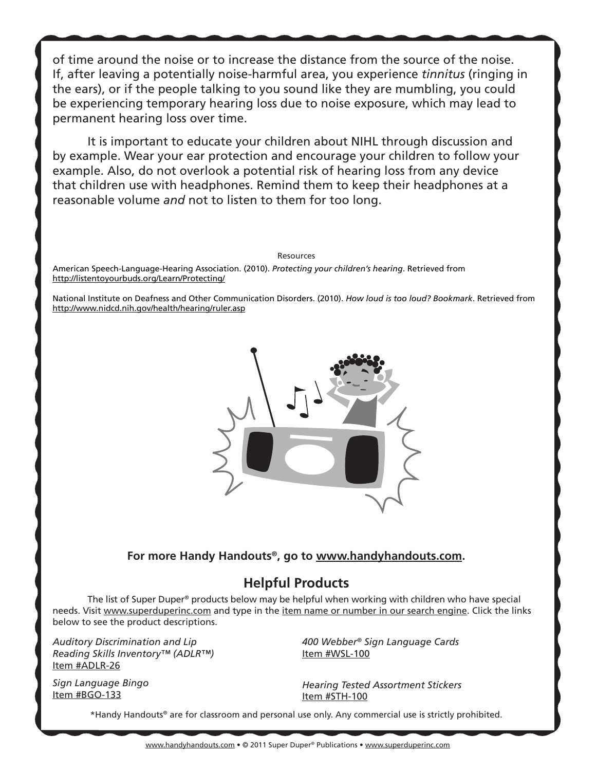of time around the noise or to increase the distance from the source of the noise. If, after leaving a potentially noise-harmful area, you experience *tinnitus* (ringing in the ears), or if the people talking to you sound like they are mumbling, you could be experiencing temporary hearing loss due to noise exposure, which may lead to permanent hearing loss over time.

It is important to educate your children about NIHL through discussion and by example. Wear your ear protection and encourage your children to follow your example. Also, do not overlook a potential risk of hearing loss from any device that children use with headphones. Remind them to keep their headphones at a reasonable volume *and* not to listen to them for too long.

Resources

American Speech-Language-Hearing Association. (2010). *Protecting your children's hearing*. Retrieved from http://listentoyourbuds.org/Learn/Protecting/

National Institute on Deafness and Other Communication Disorders. (2010). *How loud is too loud? Bookmark*. Retrieved from http://www.nidcd.nih.gov/health/hearing/ruler.asp

**For more Handy Handouts®, go to www.handyhandouts.com.**

## Helpful Products

The list of Super Duper® products below may be helpful when working with children who have special needs. Visit www.superduperinc.com and type in the item name or number in our search engine. Click the links below to see the product descriptions.

*Auditory Discrimination and Lip Reading Skills Inventory™ (ADLR™)*
Item #ADLR-26

*Sign Language Bingo*
Item #BGO-133

*400 Webber® Sign Language Cards*
Item #WSL-100

*Hearing Tested Assortment Stickers*
Item #STH-100

*Handy Handouts® are for classroom and personal use only. Any commercial use is strictly prohibited.

www.handyhandouts.com • © 2011 Super Duper® Publications • www.superduperinc.com